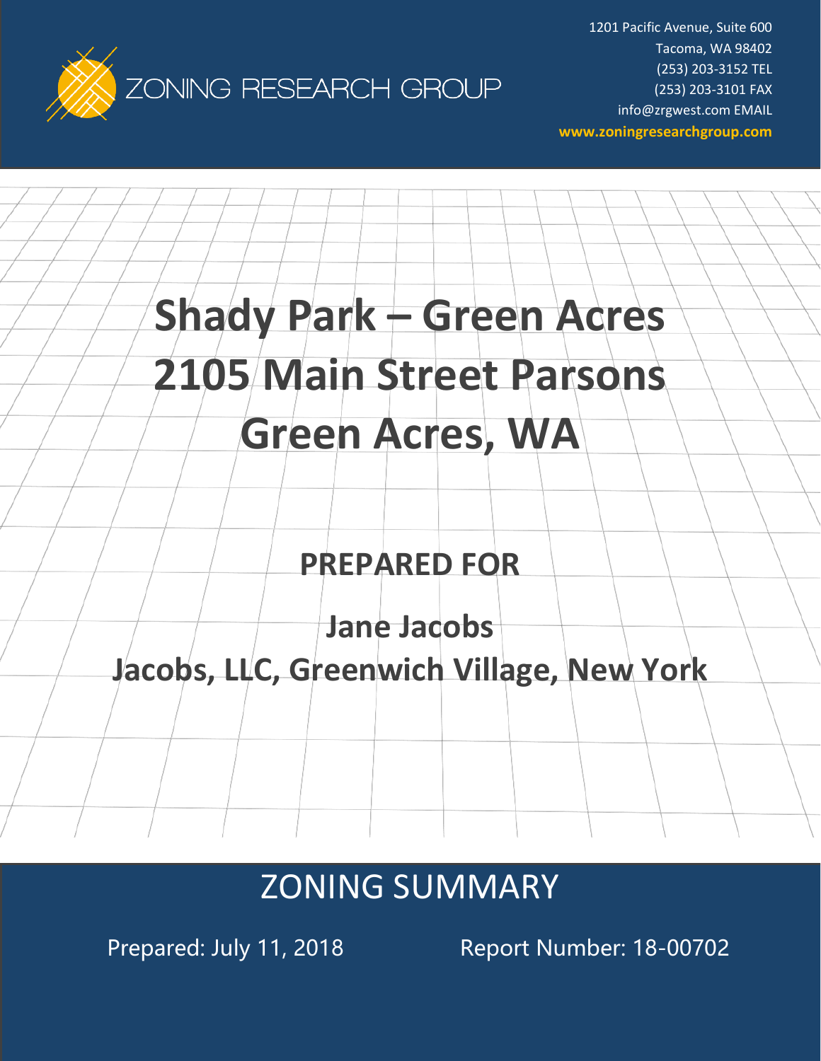ZONING RESEARCH GROUP

1201 Pacific Avenue, Suite 600
Tacoma, WA 98402
(253) 203-3152 TEL
(253) 203-3101 FAX
info@zrgwest.com EMAIL
**www.zoningresearchgroup.com**

# Shady Park – Green Acres 2105 Main Street Parsons Green Acres, WA

## PREPARED FOR

**Jane Jacobs**
**Jacobs, LLC, Greenwich Village, New York**

## ZONING SUMMARY

Prepared: July 11, 2018

Report Number: 18-00702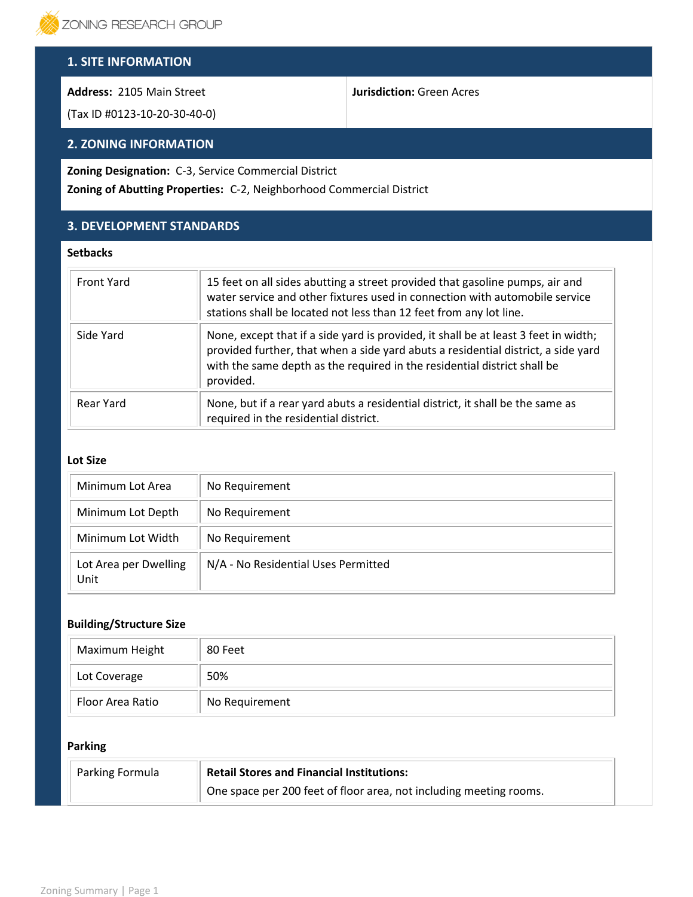## 1. SITE INFORMATION

**Address:** 2105 Main Street

(Tax ID #0123-10-20-30-40-0)

**Jurisdiction:** Green Acres

## 2. ZONING INFORMATION

**Zoning Designation:** C-3, Service Commercial District

**Zoning of Abutting Properties:** C-2, Neighborhood Commercial District

## 3. DEVELOPMENT STANDARDS

### Setbacks

| | |
|---|---|
| Front Yard | 15 feet on all sides abutting a street provided that gasoline pumps, air and water service and other fixtures used in connection with automobile service stations shall be located not less than 12 feet from any lot line. |
| Side Yard | None, except that if a side yard is provided, it shall be at least 3 feet in width; provided further, that when a side yard abuts a residential district, a side yard with the same depth as the required in the residential district shall be provided. |
| Rear Yard | None, but if a rear yard abuts a residential district, it shall be the same as required in the residential district. |

### Lot Size

| | |
|---|---|
| Minimum Lot Area | No Requirement |
| Minimum Lot Depth | No Requirement |
| Minimum Lot Width | No Requirement |
| Lot Area per Dwelling Unit | N/A - No Residential Uses Permitted |

### Building/Structure Size

| | |
|---|---|
| Maximum Height | 80 Feet |
| Lot Coverage | 50% |
| Floor Area Ratio | No Requirement |

### Parking

| | |
|---|---|
| Parking Formula | **Retail Stores and Financial Institutions:** One space per 200 feet of floor area, not including meeting rooms. |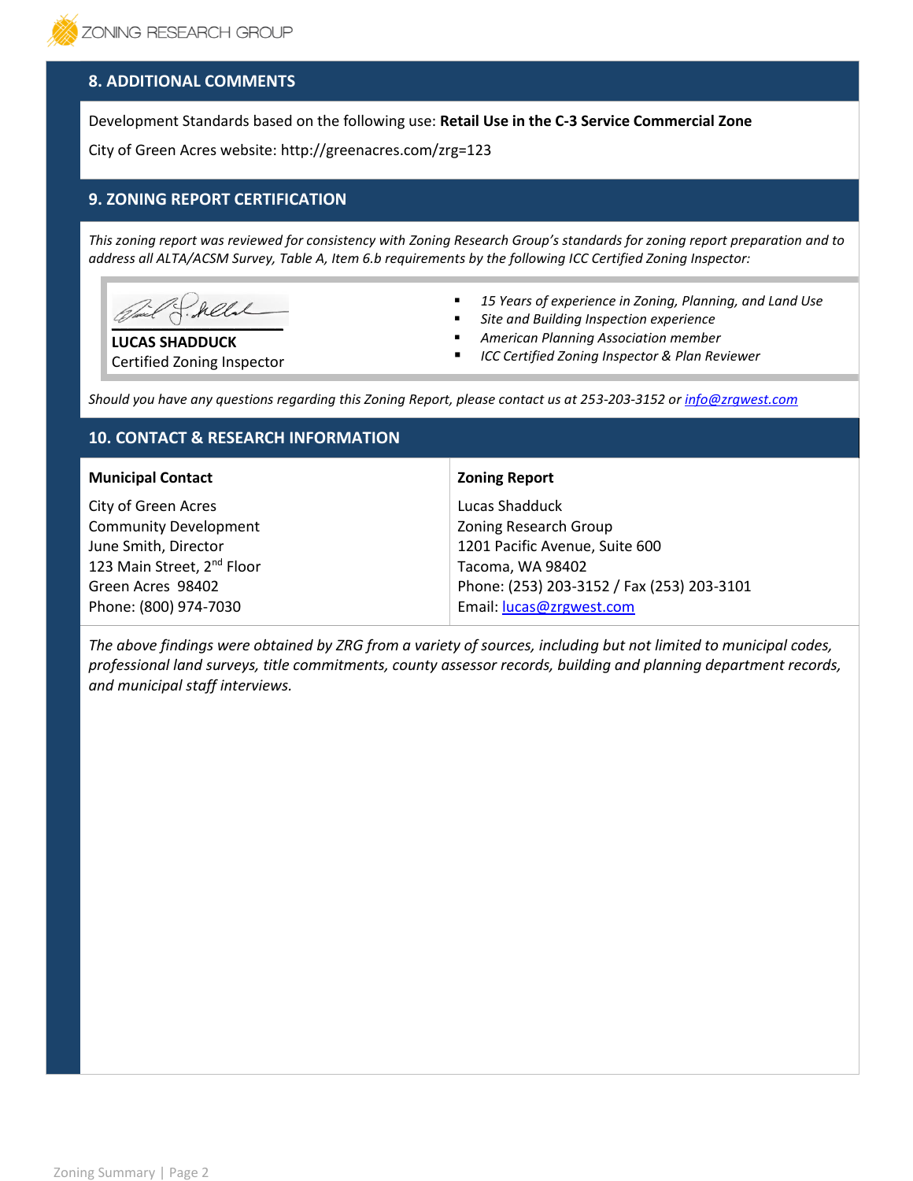## 8. ADDITIONAL COMMENTS

Development Standards based on the following use: **Retail Use in the C-3 Service Commercial Zone**

City of Green Acres website: http://greenacres.com/zrg=123

## 9. ZONING REPORT CERTIFICATION

*This zoning report was reviewed for consistency with Zoning Research Group's standards for zoning report preparation and to address all ALTA/ACSM Survey, Table A, Item 6.b requirements by the following ICC Certified Zoning Inspector:*

**LUCAS SHADDUCK**
Certified Zoning Inspector

- *15 Years of experience in Zoning, Planning, and Land Use*
- *Site and Building Inspection experience*
- *American Planning Association member*
- *ICC Certified Zoning Inspector & Plan Reviewer*

*Should you have any questions regarding this Zoning Report, please contact us at 253-203-3152 or info@zrgwest.com*

## 10. CONTACT & RESEARCH INFORMATION

| **Municipal Contact** | **Zoning Report** |
| --- | --- |
| City of Green Acres<br>Community Development<br>June Smith, Director<br>123 Main Street, 2nd Floor<br>Green Acres 98402<br>Phone: (800) 974-7030 | Lucas Shadduck<br>Zoning Research Group<br>1201 Pacific Avenue, Suite 600<br>Tacoma, WA 98402<br>Phone: (253) 203-3152 / Fax (253) 203-3101<br>Email: lucas@zrgwest.com |

*The above findings were obtained by ZRG from a variety of sources, including but not limited to municipal codes, professional land surveys, title commitments, county assessor records, building and planning department records, and municipal staff interviews.*